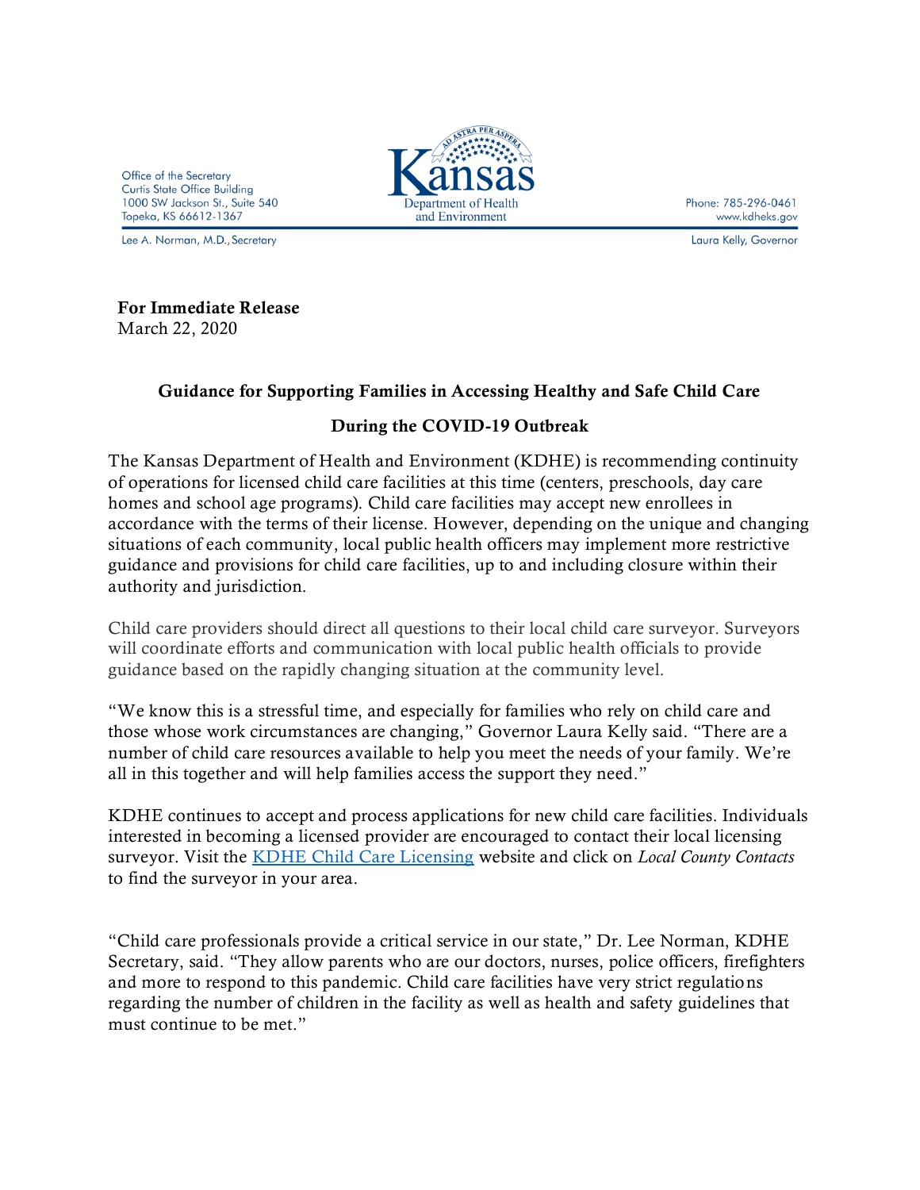Office of the Secretary
Curtis State Office Building
1000 SW Jackson St., Suite 540
Topeka, KS 66612-1367

Lee A. Norman, M.D., Secretary

Kansas Department of Health and Environment

Phone: 785-296-0461
www.kdheks.gov

Laura Kelly, Governor

**For Immediate Release**
March 22, 2020

## Guidance for Supporting Families in Accessing Healthy and Safe Child Care During the COVID-19 Outbreak

The Kansas Department of Health and Environment (KDHE) is recommending continuity of operations for licensed child care facilities at this time (centers, preschools, day care homes and school age programs). Child care facilities may accept new enrollees in accordance with the terms of their license. However, depending on the unique and changing situations of each community, local public health officers may implement more restrictive guidance and provisions for child care facilities, up to and including closure within their authority and jurisdiction.

Child care providers should direct all questions to their local child care surveyor. Surveyors will coordinate efforts and communication with local public health officials to provide guidance based on the rapidly changing situation at the community level.

"We know this is a stressful time, and especially for families who rely on child care and those whose work circumstances are changing," Governor Laura Kelly said. "There are a number of child care resources available to help you meet the needs of your family. We're all in this together and will help families access the support they need."

KDHE continues to accept and process applications for new child care facilities. Individuals interested in becoming a licensed provider are encouraged to contact their local licensing surveyor. Visit the KDHE Child Care Licensing website and click on *Local County Contacts* to find the surveyor in your area.

"Child care professionals provide a critical service in our state," Dr. Lee Norman, KDHE Secretary, said. "They allow parents who are our doctors, nurses, police officers, firefighters and more to respond to this pandemic. Child care facilities have very strict regulations regarding the number of children in the facility as well as health and safety guidelines that must continue to be met."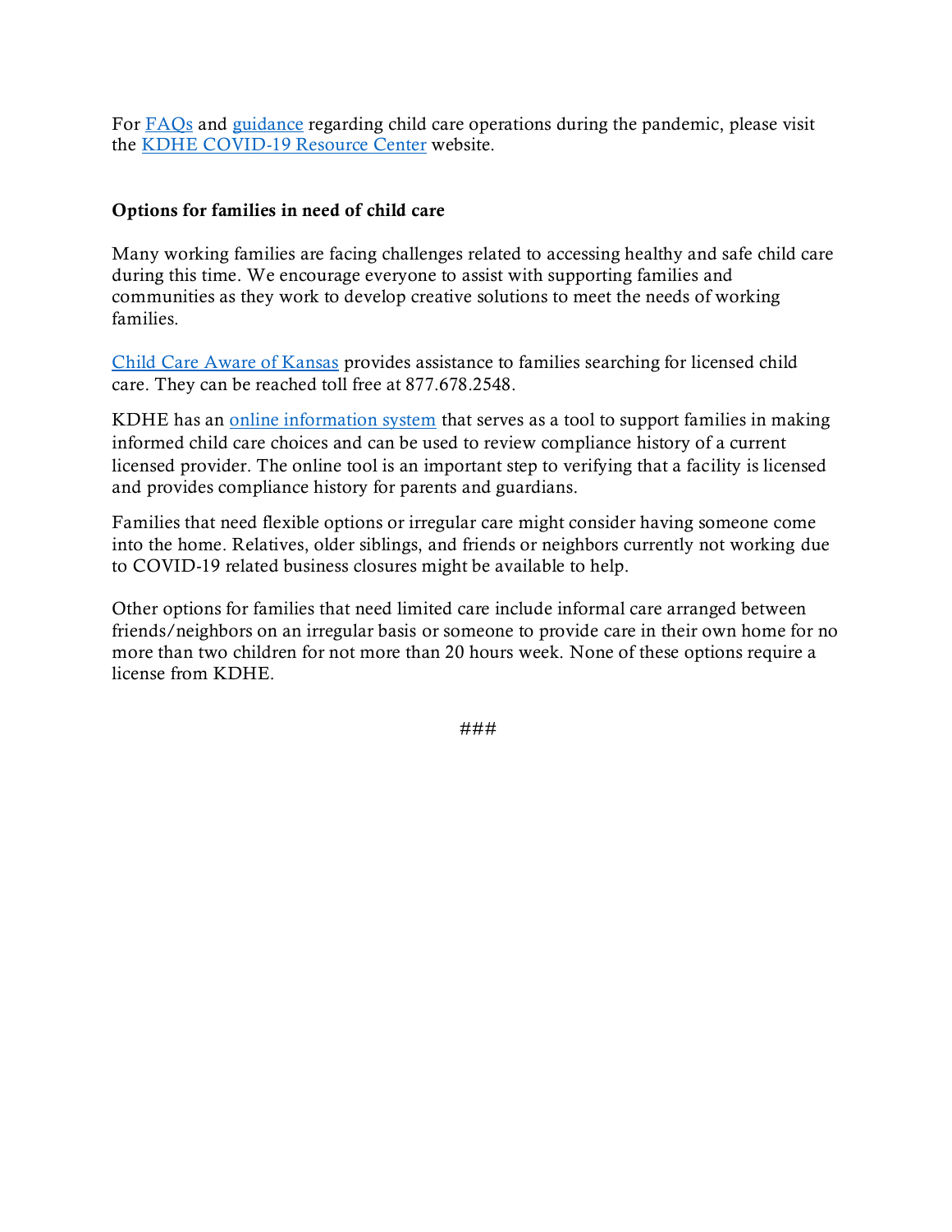For FAQs and guidance regarding child care operations during the pandemic, please visit the KDHE COVID-19 Resource Center website.

**Options for families in need of child care**

Many working families are facing challenges related to accessing healthy and safe child care during this time. We encourage everyone to assist with supporting families and communities as they work to develop creative solutions to meet the needs of working families.

Child Care Aware of Kansas provides assistance to families searching for licensed child care. They can be reached toll free at 877.678.2548.

KDHE has an online information system that serves as a tool to support families in making informed child care choices and can be used to review compliance history of a current licensed provider. The online tool is an important step to verifying that a facility is licensed and provides compliance history for parents and guardians.

Families that need flexible options or irregular care might consider having someone come into the home. Relatives, older siblings, and friends or neighbors currently not working due to COVID-19 related business closures might be available to help.

Other options for families that need limited care include informal care arranged between friends/neighbors on an irregular basis or someone to provide care in their own home for no more than two children for not more than 20 hours week. None of these options require a license from KDHE.

###